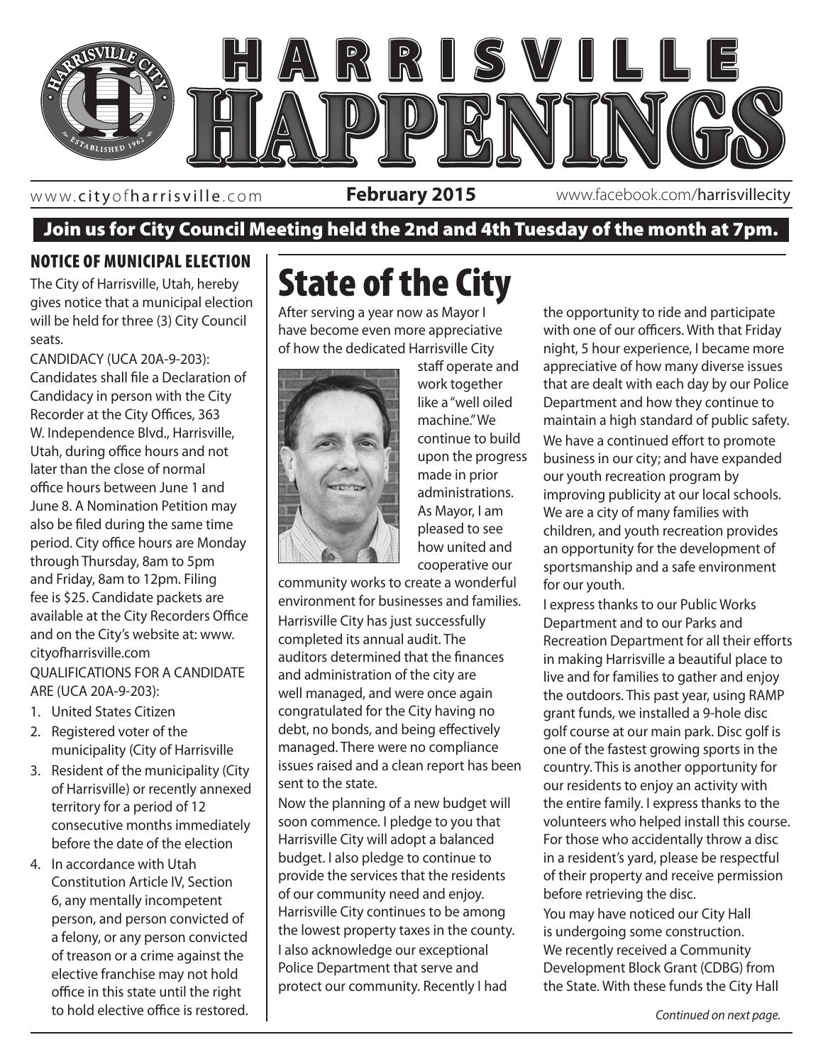# HARRISVILLE HAPPENINGS

www.cityofharrisville.com **February 2015** www.facebook.com/harrisvillecity

**Join us for City Council Meeting held the 2nd and 4th Tuesday of the month at 7pm.**

## NOTICE OF MUNICIPAL ELECTION

The City of Harrisville, Utah, hereby gives notice that a municipal election will be held for three (3) City Council seats.

CANDIDACY (UCA 20A-9-203): Candidates shall file a Declaration of Candidacy in person with the City Recorder at the City Offices, 363 W. Independence Blvd., Harrisville, Utah, during office hours and not later than the close of normal office hours between June 1 and June 8. A Nomination Petition may also be filed during the same time period. City office hours are Monday through Thursday, 8am to 5pm and Friday, 8am to 12pm. Filing fee is $25. Candidate packets are available at the City Recorders Office and on the City's website at: www.cityofharrisville.com

QUALIFICATIONS FOR A CANDIDATE ARE (UCA 20A-9-203):

1. United States Citizen
2. Registered voter of the municipality (City of Harrisville
3. Resident of the municipality (City of Harrisville) or recently annexed territory for a period of 12 consecutive months immediately before the date of the election
4. In accordance with Utah Constitution Article IV, Section 6, any mentally incompetent person, and person convicted of a felony, or any person convicted of treason or a crime against the elective franchise may not hold office in this state until the right to hold elective office is restored.

# State of the City

After serving a year now as Mayor I have become even more appreciative of how the dedicated Harrisville City staff operate and work together like a "well oiled machine." We continue to build upon the progress made in prior administrations. As Mayor, I am pleased to see how united and cooperative our community works to create a wonderful environment for businesses and families.

Harrisville City has just successfully completed its annual audit. The auditors determined that the finances and administration of the city are well managed, and were once again congratulated for the City having no debt, no bonds, and being effectively managed. There were no compliance issues raised and a clean report has been sent to the state.

Now the planning of a new budget will soon commence. I pledge to you that Harrisville City will adopt a balanced budget. I also pledge to continue to provide the services that the residents of our community need and enjoy. Harrisville City continues to be among the lowest property taxes in the county.

I also acknowledge our exceptional Police Department that serve and protect our community. Recently I had the opportunity to ride and participate with one of our officers. With that Friday night, 5 hour experience, I became more appreciative of how many diverse issues that are dealt with each day by our Police Department and how they continue to maintain a high standard of public safety.

We have a continued effort to promote business in our city; and have expanded our youth recreation program by improving publicity at our local schools. We are a city of many families with children, and youth recreation provides an opportunity for the development of sportsmanship and a safe environment for our youth.

I express thanks to our Public Works Department and to our Parks and Recreation Department for all their efforts in making Harrisville a beautiful place to live and for families to gather and enjoy the outdoors. This past year, using RAMP grant funds, we installed a 9-hole disc golf course at our main park. Disc golf is one of the fastest growing sports in the country. This is another opportunity for our residents to enjoy an activity with the entire family. I express thanks to the volunteers who helped install this course. For those who accidentally throw a disc in a resident's yard, please be respectful of their property and receive permission before retrieving the disc.

You may have noticed our City Hall is undergoing some construction. We recently received a Community Development Block Grant (CDBG) from the State. With these funds the City Hall

*Continued on next page.*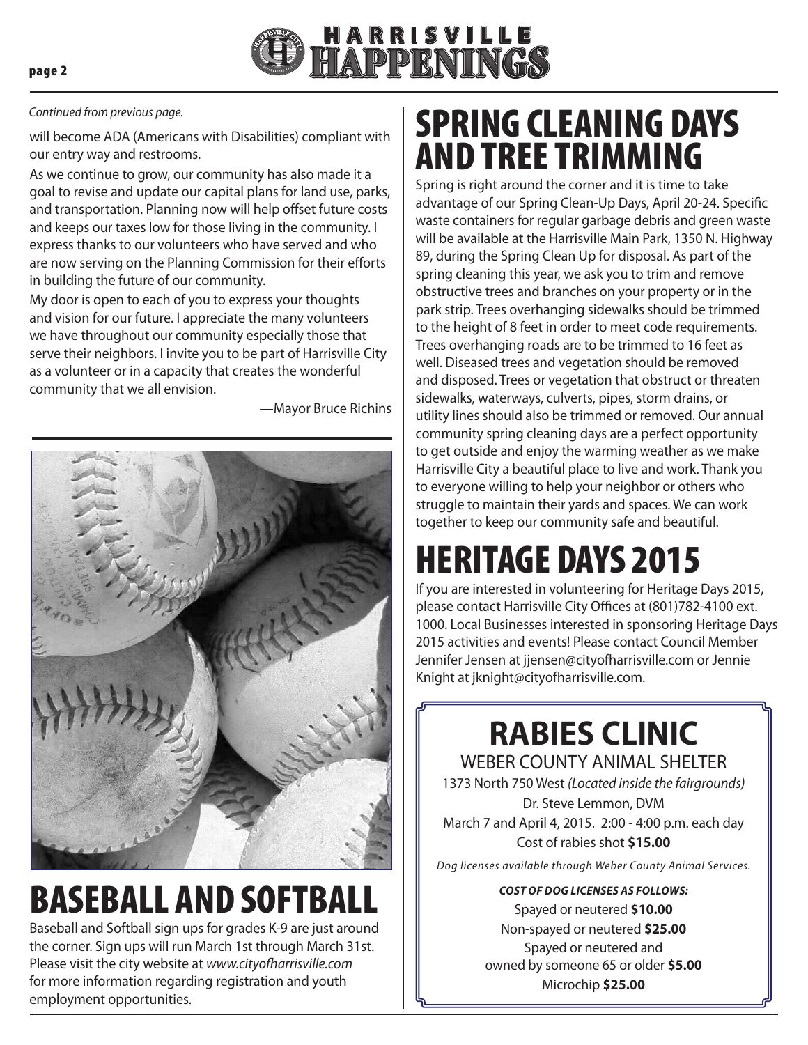*Continued from previous page.*

will become ADA (Americans with Disabilities) compliant with our entry way and restrooms.

As we continue to grow, our community has also made it a goal to revise and update our capital plans for land use, parks, and transportation. Planning now will help offset future costs and keeps our taxes low for those living in the community. I express thanks to our volunteers who have served and who are now serving on the Planning Commission for their efforts in building the future of our community.

My door is open to each of you to express your thoughts and vision for our future. I appreciate the many volunteers we have throughout our community especially those that serve their neighbors. I invite you to be part of Harrisville City as a volunteer or in a capacity that creates the wonderful community that we all envision.

—Mayor Bruce Richins

# BASEBALL AND SOFTBALL

Baseball and Softball sign ups for grades K-9 are just around the corner. Sign ups will run March 1st through March 31st. Please visit the city website at *www.cityofharrisville.com* for more information regarding registration and youth employment opportunities.

# SPRING CLEANING DAYS AND TREE TRIMMING

Spring is right around the corner and it is time to take advantage of our Spring Clean-Up Days, April 20-24. Specific waste containers for regular garbage debris and green waste will be available at the Harrisville Main Park, 1350 N. Highway 89, during the Spring Clean Up for disposal. As part of the spring cleaning this year, we ask you to trim and remove obstructive trees and branches on your property or in the park strip. Trees overhanging sidewalks should be trimmed to the height of 8 feet in order to meet code requirements. Trees overhanging roads are to be trimmed to 16 feet as well. Diseased trees and vegetation should be removed and disposed. Trees or vegetation that obstruct or threaten sidewalks, waterways, culverts, pipes, storm drains, or utility lines should also be trimmed or removed. Our annual community spring cleaning days are a perfect opportunity to get outside and enjoy the warming weather as we make Harrisville City a beautiful place to live and work. Thank you to everyone willing to help your neighbor or others who struggle to maintain their yards and spaces. We can work together to keep our community safe and beautiful.

# HERITAGE DAYS 2015

If you are interested in volunteering for Heritage Days 2015, please contact Harrisville City Offices at (801)782-4100 ext. 1000. Local Businesses interested in sponsoring Heritage Days 2015 activities and events! Please contact Council Member Jennifer Jensen at jjensen@cityofharrisville.com or Jennie Knight at jknight@cityofharrisville.com.

## RABIES CLINIC

WEBER COUNTY ANIMAL SHELTER

1373 North 750 West *(Located inside the fairgrounds)*

Dr. Steve Lemmon, DVM

March 7 and April 4, 2015. 2:00 - 4:00 p.m. each day

Cost of rabies shot **$15.00**

*Dog licenses available through Weber County Animal Services.*

***COST OF DOG LICENSES AS FOLLOWS:***

Spayed or neutered **$10.00**

Non-spayed or neutered **$25.00**

Spayed or neutered and owned by someone 65 or older **$5.00**

Microchip **$25.00**